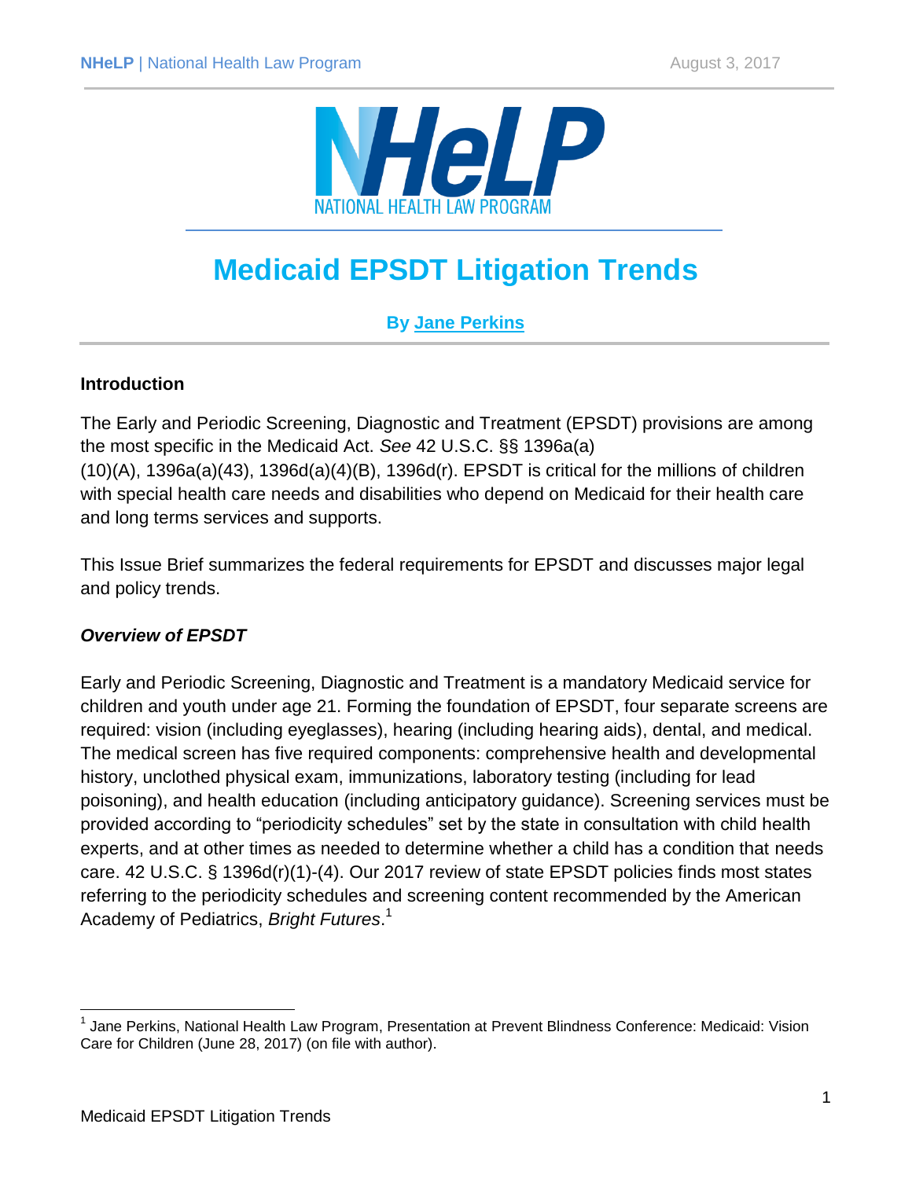# Medicaid EPSDT Litigation Trends

**By Jane Perkins**

## Introduction

The Early and Periodic Screening, Diagnostic and Treatment (EPSDT) provisions are among the most specific in the Medicaid Act. *See* 42 U.S.C. §§ 1396a(a)(10)(A), 1396a(a)(43), 1396d(a)(4)(B), 1396d(r). EPSDT is critical for the millions of children with special health care needs and disabilities who depend on Medicaid for their health care and long terms services and supports.

This Issue Brief summarizes the federal requirements for EPSDT and discusses major legal and policy trends.

### *Overview of EPSDT*

Early and Periodic Screening, Diagnostic and Treatment is a mandatory Medicaid service for children and youth under age 21. Forming the foundation of EPSDT, four separate screens are required: vision (including eyeglasses), hearing (including hearing aids), dental, and medical. The medical screen has five required components: comprehensive health and developmental history, unclothed physical exam, immunizations, laboratory testing (including for lead poisoning), and health education (including anticipatory guidance). Screening services must be provided according to "periodicity schedules" set by the state in consultation with child health experts, and at other times as needed to determine whether a child has a condition that needs care. 42 U.S.C. § 1396d(r)(1)-(4). Our 2017 review of state EPSDT policies finds most states referring to the periodicity schedules and screening content recommended by the American Academy of Pediatrics, *Bright Futures*.[1]

[1] Jane Perkins, National Health Law Program, Presentation at Prevent Blindness Conference: Medicaid: Vision Care for Children (June 28, 2017) (on file with author).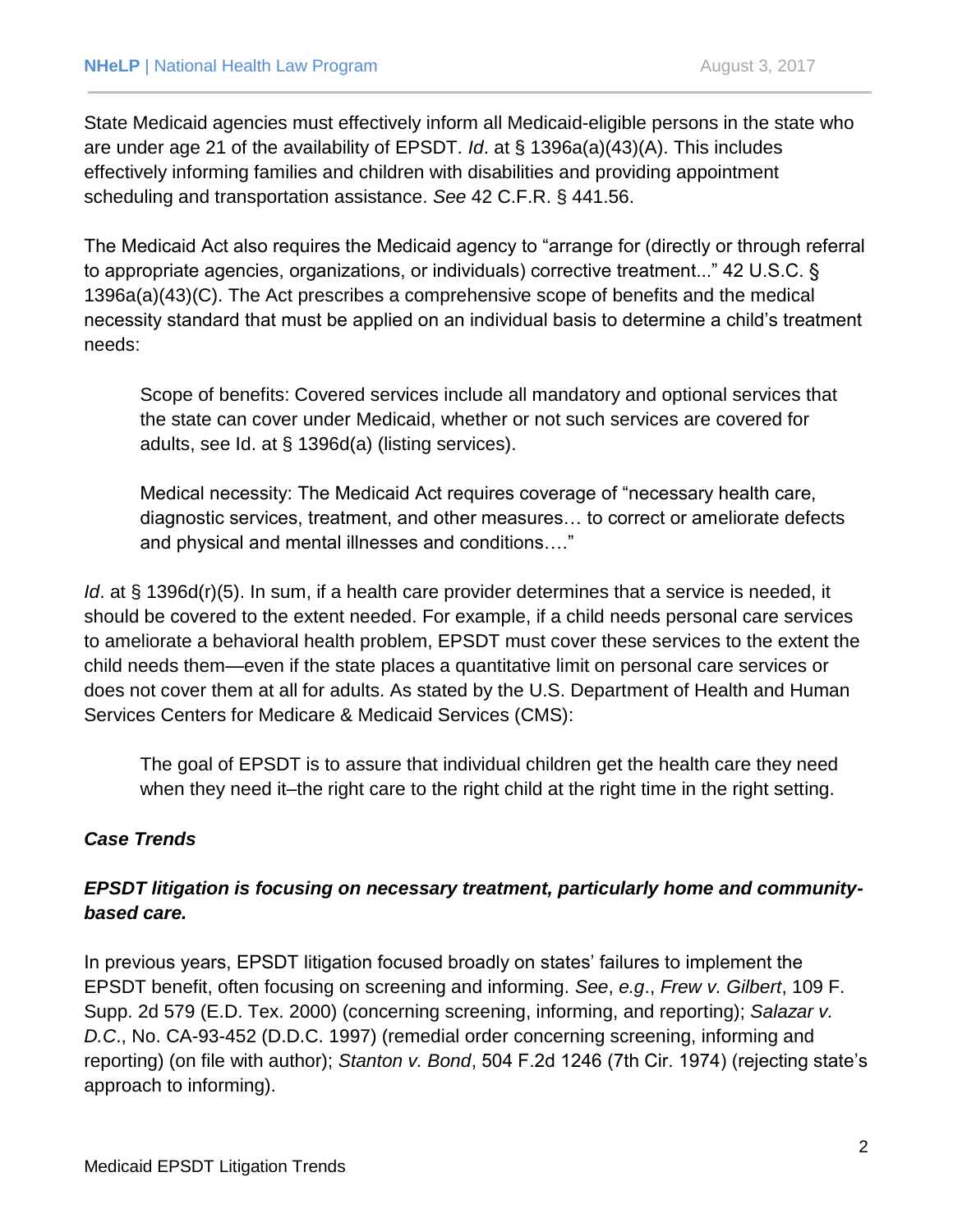State Medicaid agencies must effectively inform all Medicaid-eligible persons in the state who are under age 21 of the availability of EPSDT. *Id*. at § 1396a(a)(43)(A). This includes effectively informing families and children with disabilities and providing appointment scheduling and transportation assistance. *See* 42 C.F.R. § 441.56.

The Medicaid Act also requires the Medicaid agency to "arrange for (directly or through referral to appropriate agencies, organizations, or individuals) corrective treatment..." 42 U.S.C. § 1396a(a)(43)(C). The Act prescribes a comprehensive scope of benefits and the medical necessity standard that must be applied on an individual basis to determine a child's treatment needs:

> Scope of benefits: Covered services include all mandatory and optional services that the state can cover under Medicaid, whether or not such services are covered for adults, see Id. at § 1396d(a) (listing services).
>
> Medical necessity: The Medicaid Act requires coverage of "necessary health care, diagnostic services, treatment, and other measures… to correct or ameliorate defects and physical and mental illnesses and conditions…."

*Id*. at § 1396d(r)(5). In sum, if a health care provider determines that a service is needed, it should be covered to the extent needed. For example, if a child needs personal care services to ameliorate a behavioral health problem, EPSDT must cover these services to the extent the child needs them—even if the state places a quantitative limit on personal care services or does not cover them at all for adults. As stated by the U.S. Department of Health and Human Services Centers for Medicare & Medicaid Services (CMS):

> The goal of EPSDT is to assure that individual children get the health care they need when they need it–the right care to the right child at the right time in the right setting.

***Case Trends***

***EPSDT litigation is focusing on necessary treatment, particularly home and community-based care.***

In previous years, EPSDT litigation focused broadly on states' failures to implement the EPSDT benefit, often focusing on screening and informing. *See*, *e.g*., *Frew v. Gilbert*, 109 F. Supp. 2d 579 (E.D. Tex. 2000) (concerning screening, informing, and reporting); *Salazar v. D.C*., No. CA-93-452 (D.D.C. 1997) (remedial order concerning screening, informing and reporting) (on file with author); *Stanton v. Bond*, 504 F.2d 1246 (7th Cir. 1974) (rejecting state's approach to informing).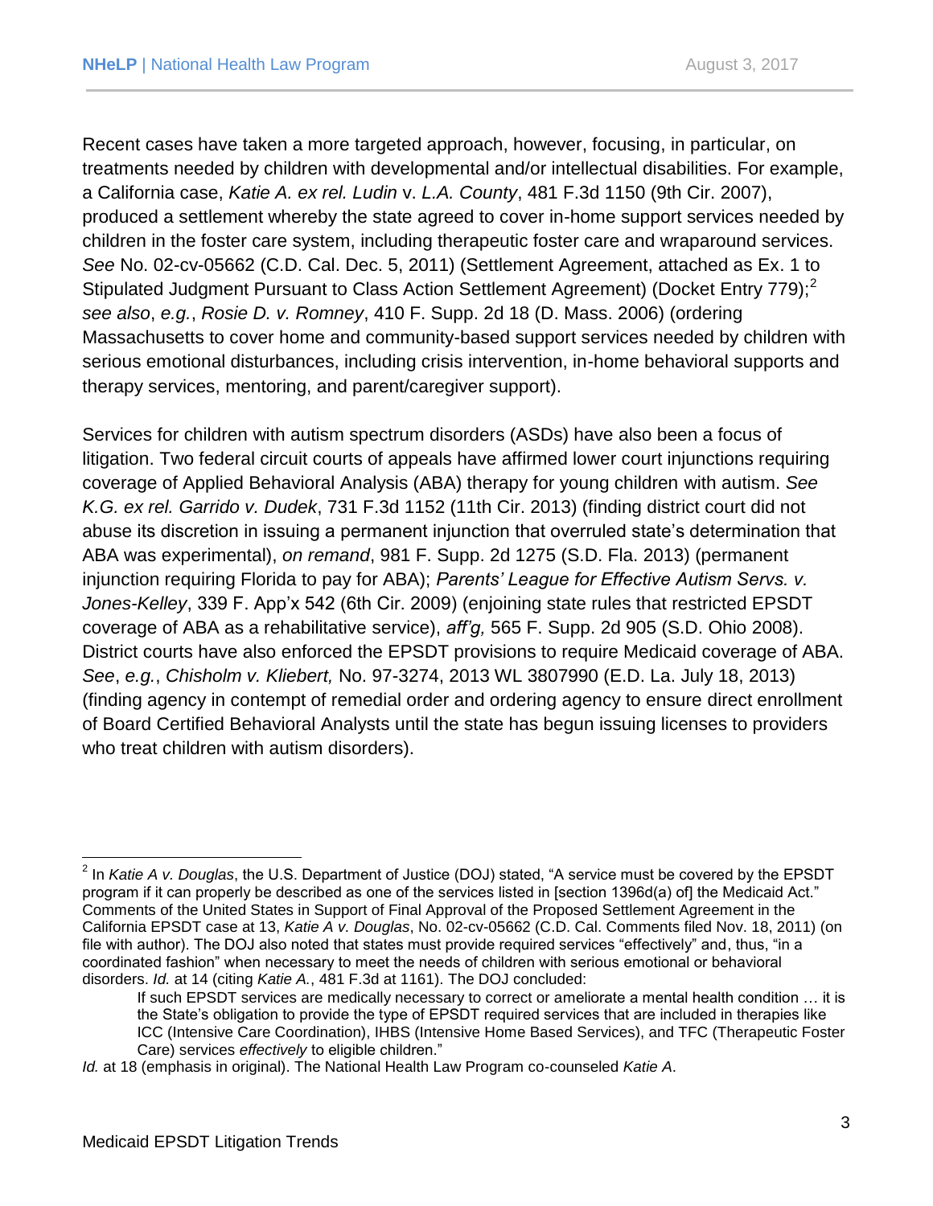Recent cases have taken a more targeted approach, however, focusing, in particular, on treatments needed by children with developmental and/or intellectual disabilities. For example, a California case, *Katie A. ex rel. Ludin* v. *L.A. County*, 481 F.3d 1150 (9th Cir. 2007), produced a settlement whereby the state agreed to cover in-home support services needed by children in the foster care system, including therapeutic foster care and wraparound services. *See* No. 02-cv-05662 (C.D. Cal. Dec. 5, 2011) (Settlement Agreement, attached as Ex. 1 to Stipulated Judgment Pursuant to Class Action Settlement Agreement) (Docket Entry 779);[2] *see also*, *e.g.*, *Rosie D. v. Romney*, 410 F. Supp. 2d 18 (D. Mass. 2006) (ordering Massachusetts to cover home and community-based support services needed by children with serious emotional disturbances, including crisis intervention, in-home behavioral supports and therapy services, mentoring, and parent/caregiver support).

Services for children with autism spectrum disorders (ASDs) have also been a focus of litigation. Two federal circuit courts of appeals have affirmed lower court injunctions requiring coverage of Applied Behavioral Analysis (ABA) therapy for young children with autism. *See K.G. ex rel. Garrido v. Dudek*, 731 F.3d 1152 (11th Cir. 2013) (finding district court did not abuse its discretion in issuing a permanent injunction that overruled state's determination that ABA was experimental), *on remand*, 981 F. Supp. 2d 1275 (S.D. Fla. 2013) (permanent injunction requiring Florida to pay for ABA); *Parents' League for Effective Autism Servs. v. Jones-Kelley*, 339 F. App'x 542 (6th Cir. 2009) (enjoining state rules that restricted EPSDT coverage of ABA as a rehabilitative service), *aff'g,* 565 F. Supp. 2d 905 (S.D. Ohio 2008). District courts have also enforced the EPSDT provisions to require Medicaid coverage of ABA. *See*, *e.g.*, *Chisholm v. Kliebert,* No. 97-3274, 2013 WL 3807990 (E.D. La. July 18, 2013) (finding agency in contempt of remedial order and ordering agency to ensure direct enrollment of Board Certified Behavioral Analysts until the state has begun issuing licenses to providers who treat children with autism disorders).

---

[2] In *Katie A v. Douglas*, the U.S. Department of Justice (DOJ) stated, "A service must be covered by the EPSDT program if it can properly be described as one of the services listed in [section 1396d(a) of] the Medicaid Act." Comments of the United States in Support of Final Approval of the Proposed Settlement Agreement in the California EPSDT case at 13, *Katie A v. Douglas*, No. 02-cv-05662 (C.D. Cal. Comments filed Nov. 18, 2011) (on file with author). The DOJ also noted that states must provide required services "effectively" and, thus, "in a coordinated fashion" when necessary to meet the needs of children with serious emotional or behavioral disorders. *Id.* at 14 (citing *Katie A.*, 481 F.3d at 1161). The DOJ concluded:

> If such EPSDT services are medically necessary to correct or ameliorate a mental health condition … it is the State's obligation to provide the type of EPSDT required services that are included in therapies like ICC (Intensive Care Coordination), IHBS (Intensive Home Based Services), and TFC (Therapeutic Foster Care) services *effectively* to eligible children."

*Id.* at 18 (emphasis in original). The National Health Law Program co-counseled *Katie A*.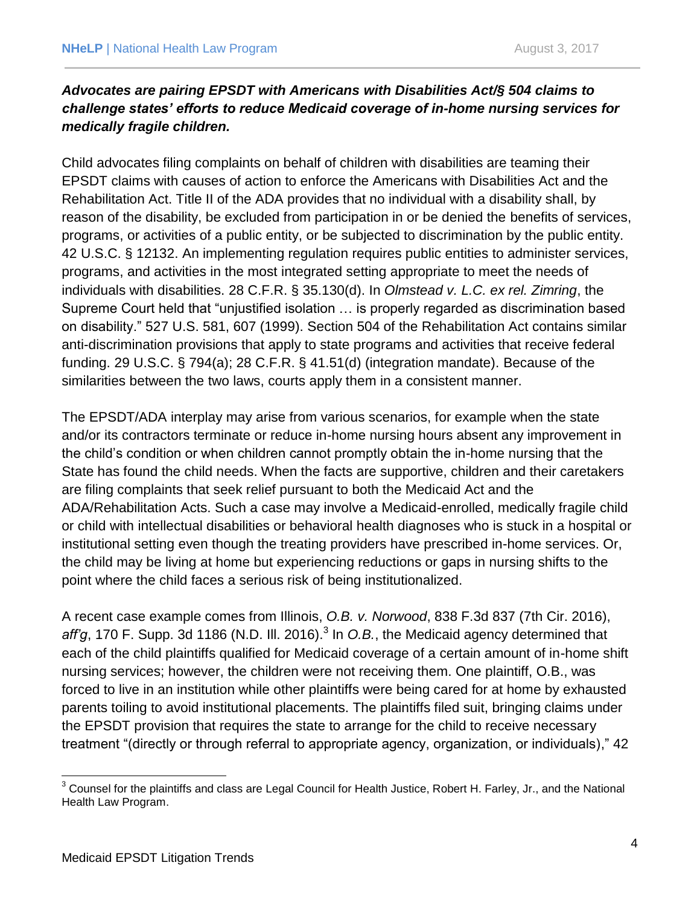***Advocates are pairing EPSDT with Americans with Disabilities Act/§ 504 claims to challenge states' efforts to reduce Medicaid coverage of in-home nursing services for medically fragile children.***

Child advocates filing complaints on behalf of children with disabilities are teaming their EPSDT claims with causes of action to enforce the Americans with Disabilities Act and the Rehabilitation Act. Title II of the ADA provides that no individual with a disability shall, by reason of the disability, be excluded from participation in or be denied the benefits of services, programs, or activities of a public entity, or be subjected to discrimination by the public entity. 42 U.S.C. § 12132. An implementing regulation requires public entities to administer services, programs, and activities in the most integrated setting appropriate to meet the needs of individuals with disabilities. 28 C.F.R. § 35.130(d). In *Olmstead v. L.C. ex rel. Zimring*, the Supreme Court held that "unjustified isolation … is properly regarded as discrimination based on disability." 527 U.S. 581, 607 (1999). Section 504 of the Rehabilitation Act contains similar anti-discrimination provisions that apply to state programs and activities that receive federal funding. 29 U.S.C. § 794(a); 28 C.F.R. § 41.51(d) (integration mandate). Because of the similarities between the two laws, courts apply them in a consistent manner.

The EPSDT/ADA interplay may arise from various scenarios, for example when the state and/or its contractors terminate or reduce in-home nursing hours absent any improvement in the child's condition or when children cannot promptly obtain the in-home nursing that the State has found the child needs. When the facts are supportive, children and their caretakers are filing complaints that seek relief pursuant to both the Medicaid Act and the ADA/Rehabilitation Acts. Such a case may involve a Medicaid-enrolled, medically fragile child or child with intellectual disabilities or behavioral health diagnoses who is stuck in a hospital or institutional setting even though the treating providers have prescribed in-home services. Or, the child may be living at home but experiencing reductions or gaps in nursing shifts to the point where the child faces a serious risk of being institutionalized.

A recent case example comes from Illinois, *O.B. v. Norwood*, 838 F.3d 837 (7th Cir. 2016), *aff'g*, 170 F. Supp. 3d 1186 (N.D. Ill. 2016).[3] In *O.B.*, the Medicaid agency determined that each of the child plaintiffs qualified for Medicaid coverage of a certain amount of in-home shift nursing services; however, the children were not receiving them. One plaintiff, O.B., was forced to live in an institution while other plaintiffs were being cared for at home by exhausted parents toiling to avoid institutional placements. The plaintiffs filed suit, bringing claims under the EPSDT provision that requires the state to arrange for the child to receive necessary treatment "(directly or through referral to appropriate agency, organization, or individuals)," 42

[3] Counsel for the plaintiffs and class are Legal Council for Health Justice, Robert H. Farley, Jr., and the National Health Law Program.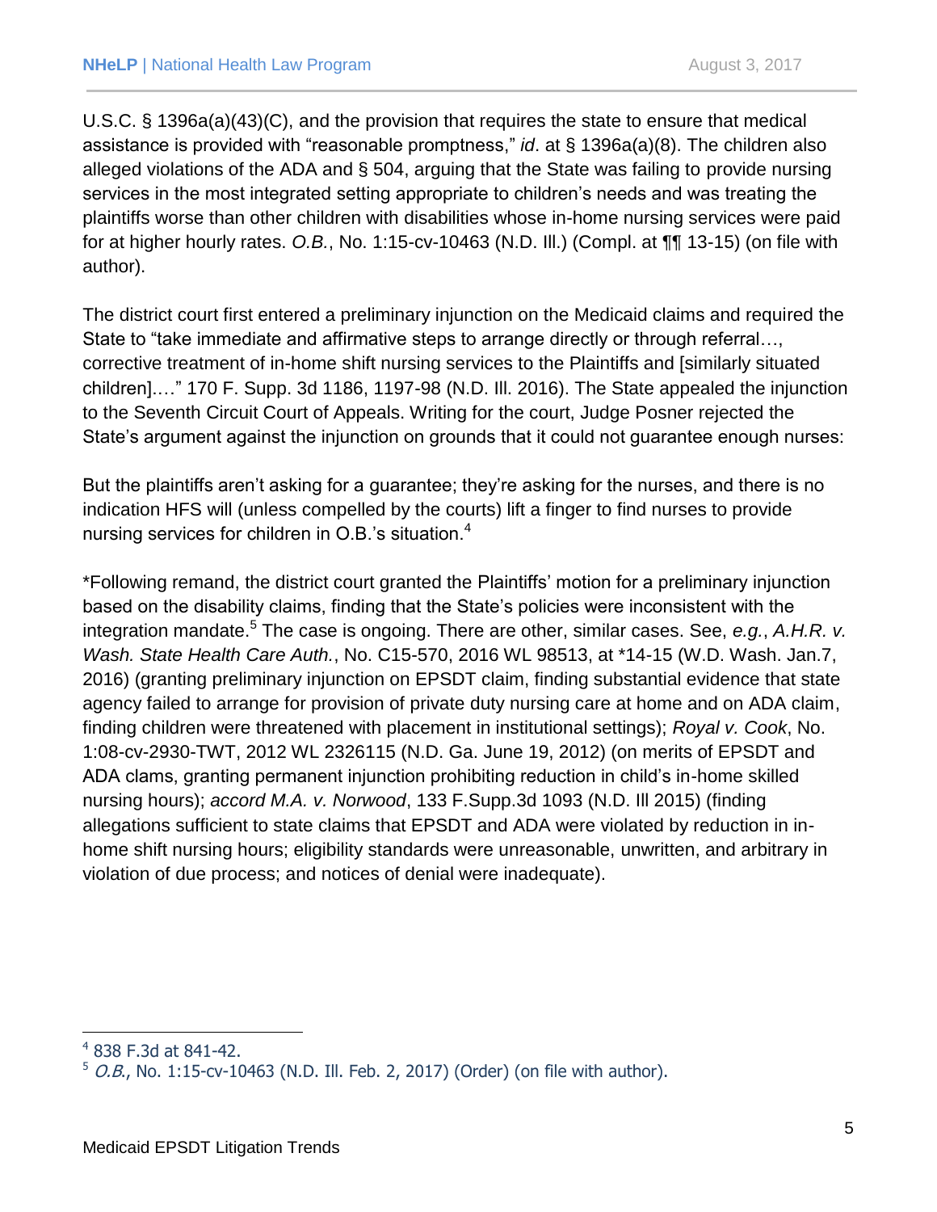U.S.C. § 1396a(a)(43)(C), and the provision that requires the state to ensure that medical assistance is provided with "reasonable promptness," *id*. at § 1396a(a)(8). The children also alleged violations of the ADA and § 504, arguing that the State was failing to provide nursing services in the most integrated setting appropriate to children's needs and was treating the plaintiffs worse than other children with disabilities whose in-home nursing services were paid for at higher hourly rates. *O.B.*, No. 1:15-cv-10463 (N.D. Ill.) (Compl. at ¶¶ 13-15) (on file with author).

The district court first entered a preliminary injunction on the Medicaid claims and required the State to "take immediate and affirmative steps to arrange directly or through referral…, corrective treatment of in-home shift nursing services to the Plaintiffs and [similarly situated children]…." 170 F. Supp. 3d 1186, 1197-98 (N.D. Ill. 2016). The State appealed the injunction to the Seventh Circuit Court of Appeals. Writing for the court, Judge Posner rejected the State's argument against the injunction on grounds that it could not guarantee enough nurses:

But the plaintiffs aren't asking for a guarantee; they're asking for the nurses, and there is no indication HFS will (unless compelled by the courts) lift a finger to find nurses to provide nursing services for children in O.B.'s situation.[4]

*Following remand, the district court granted the Plaintiffs' motion for a preliminary injunction based on the disability claims, finding that the State's policies were inconsistent with the integration mandate.[5] The case is ongoing. There are other, similar cases. See, *e.g.*, *A.H.R. v. Wash. State Health Care Auth.*, No. C15-570, 2016 WL 98513, at *14-15 (W.D. Wash. Jan.7, 2016) (granting preliminary injunction on EPSDT claim, finding substantial evidence that state agency failed to arrange for provision of private duty nursing care at home and on ADA claim, finding children were threatened with placement in institutional settings); *Royal v. Cook*, No. 1:08-cv-2930-TWT, 2012 WL 2326115 (N.D. Ga. June 19, 2012) (on merits of EPSDT and ADA clams, granting permanent injunction prohibiting reduction in child's in-home skilled nursing hours); *accord M.A. v. Norwood*, 133 F.Supp.3d 1093 (N.D. Ill 2015) (finding allegations sufficient to state claims that EPSDT and ADA were violated by reduction in in-home shift nursing hours; eligibility standards were unreasonable, unwritten, and arbitrary in violation of due process; and notices of denial were inadequate).

---

[4] 838 F.3d at 841-42.

[5] *O.B.*, No. 1:15-cv-10463 (N.D. Ill. Feb. 2, 2017) (Order) (on file with author).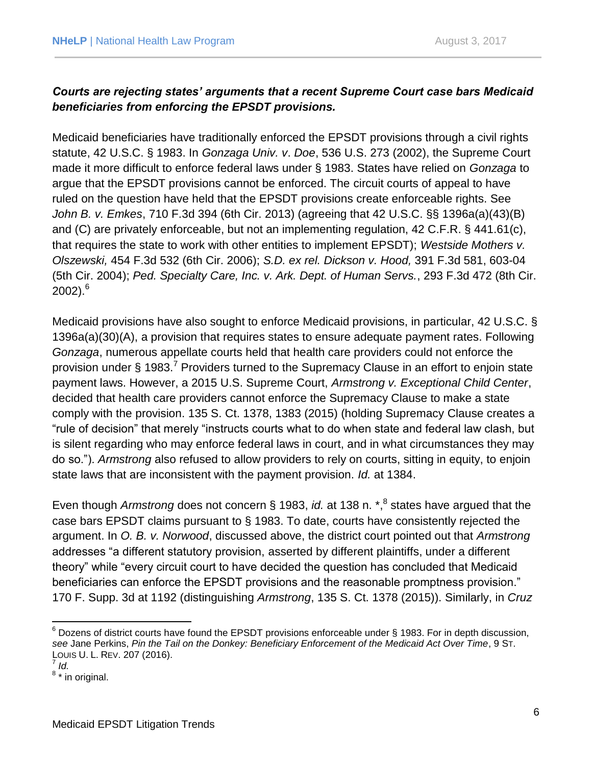***Courts are rejecting states' arguments that a recent Supreme Court case bars Medicaid beneficiaries from enforcing the EPSDT provisions.***

Medicaid beneficiaries have traditionally enforced the EPSDT provisions through a civil rights statute, 42 U.S.C. § 1983. In *Gonzaga Univ. v. Doe*, 536 U.S. 273 (2002), the Supreme Court made it more difficult to enforce federal laws under § 1983. States have relied on *Gonzaga* to argue that the EPSDT provisions cannot be enforced. The circuit courts of appeal to have ruled on the question have held that the EPSDT provisions create enforceable rights. See *John B. v. Emkes*, 710 F.3d 394 (6th Cir. 2013) (agreeing that 42 U.S.C. §§ 1396a(a)(43)(B) and (C) are privately enforceable, but not an implementing regulation, 42 C.F.R. § 441.61(c), that requires the state to work with other entities to implement EPSDT); *Westside Mothers v. Olszewski,* 454 F.3d 532 (6th Cir. 2006); *S.D. ex rel. Dickson v. Hood,* 391 F.3d 581, 603-04 (5th Cir. 2004); *Ped. Specialty Care, Inc. v. Ark. Dept. of Human Servs.*, 293 F.3d 472 (8th Cir. 2002).[6]

Medicaid provisions have also sought to enforce Medicaid provisions, in particular, 42 U.S.C. § 1396a(a)(30)(A), a provision that requires states to ensure adequate payment rates. Following *Gonzaga*, numerous appellate courts held that health care providers could not enforce the provision under § 1983.[7] Providers turned to the Supremacy Clause in an effort to enjoin state payment laws. However, a 2015 U.S. Supreme Court, *Armstrong v. Exceptional Child Center*, decided that health care providers cannot enforce the Supremacy Clause to make a state comply with the provision. 135 S. Ct. 1378, 1383 (2015) (holding Supremacy Clause creates a "rule of decision" that merely "instructs courts what to do when state and federal law clash, but is silent regarding who may enforce federal laws in court, and in what circumstances they may do so."). *Armstrong* also refused to allow providers to rely on courts, sitting in equity, to enjoin state laws that are inconsistent with the payment provision. *Id.* at 1384.

Even though *Armstrong* does not concern § 1983, *id.* at 138 n. *,[8] states have argued that the case bars EPSDT claims pursuant to § 1983. To date, courts have consistently rejected the argument. In *O. B. v. Norwood*, discussed above, the district court pointed out that *Armstrong* addresses "a different statutory provision, asserted by different plaintiffs, under a different theory" while "every circuit court to have decided the question has concluded that Medicaid beneficiaries can enforce the EPSDT provisions and the reasonable promptness provision." 170 F. Supp. 3d at 1192 (distinguishing *Armstrong*, 135 S. Ct. 1378 (2015)). Similarly, in *Cruz*

---

[6] Dozens of district courts have found the EPSDT provisions enforceable under § 1983. For in depth discussion, *see* Jane Perkins, *Pin the Tail on the Donkey: Beneficiary Enforcement of the Medicaid Act Over Time*, 9 ST. LOUIS U. L. REV. 207 (2016).

[7] *Id.*

[8] * in original.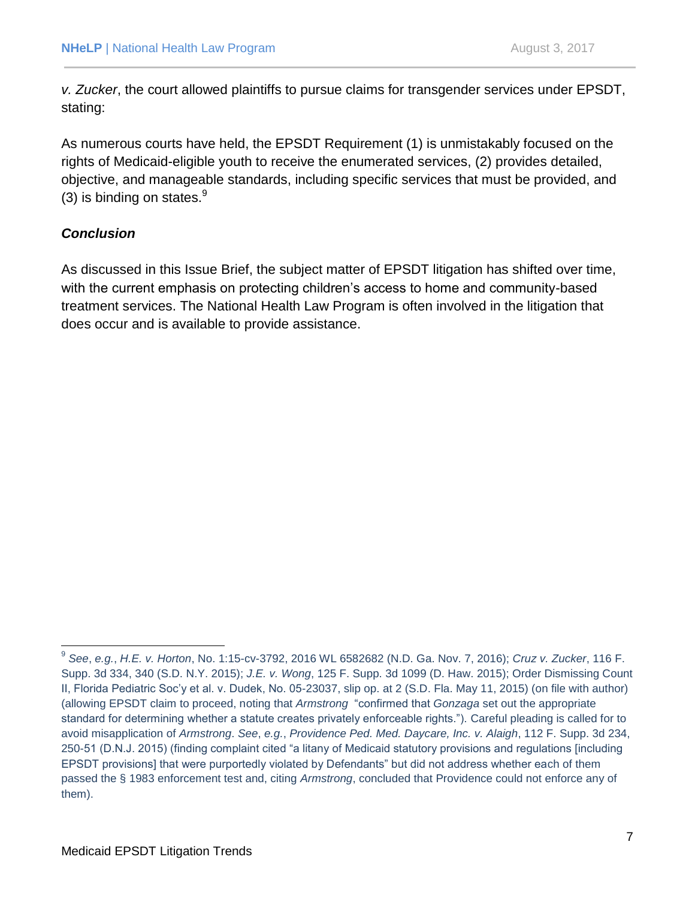*v. Zucker*, the court allowed plaintiffs to pursue claims for transgender services under EPSDT, stating:

As numerous courts have held, the EPSDT Requirement (1) is unmistakably focused on the rights of Medicaid-eligible youth to receive the enumerated services, (2) provides detailed, objective, and manageable standards, including specific services that must be provided, and (3) is binding on states.[9]

### *Conclusion*

As discussed in this Issue Brief, the subject matter of EPSDT litigation has shifted over time, with the current emphasis on protecting children's access to home and community-based treatment services. The National Health Law Program is often involved in the litigation that does occur and is available to provide assistance.

---

[9] *See*, *e.g.*, *H.E. v. Horton*, No. 1:15-cv-3792, 2016 WL 6582682 (N.D. Ga. Nov. 7, 2016); *Cruz v. Zucker*, 116 F. Supp. 3d 334, 340 (S.D. N.Y. 2015); *J.E. v. Wong*, 125 F. Supp. 3d 1099 (D. Haw. 2015); Order Dismissing Count II, Florida Pediatric Soc'y et al. v. Dudek, No. 05-23037, slip op. at 2 (S.D. Fla. May 11, 2015) (on file with author) (allowing EPSDT claim to proceed, noting that *Armstrong* "confirmed that *Gonzaga* set out the appropriate standard for determining whether a statute creates privately enforceable rights."). Careful pleading is called for to avoid misapplication of *Armstrong*. *See*, *e.g.*, *Providence Ped. Med. Daycare, Inc. v. Alaigh*, 112 F. Supp. 3d 234, 250-51 (D.N.J. 2015) (finding complaint cited "a litany of Medicaid statutory provisions and regulations [including EPSDT provisions] that were purportedly violated by Defendants" but did not address whether each of them passed the § 1983 enforcement test and, citing *Armstrong*, concluded that Providence could not enforce any of them).